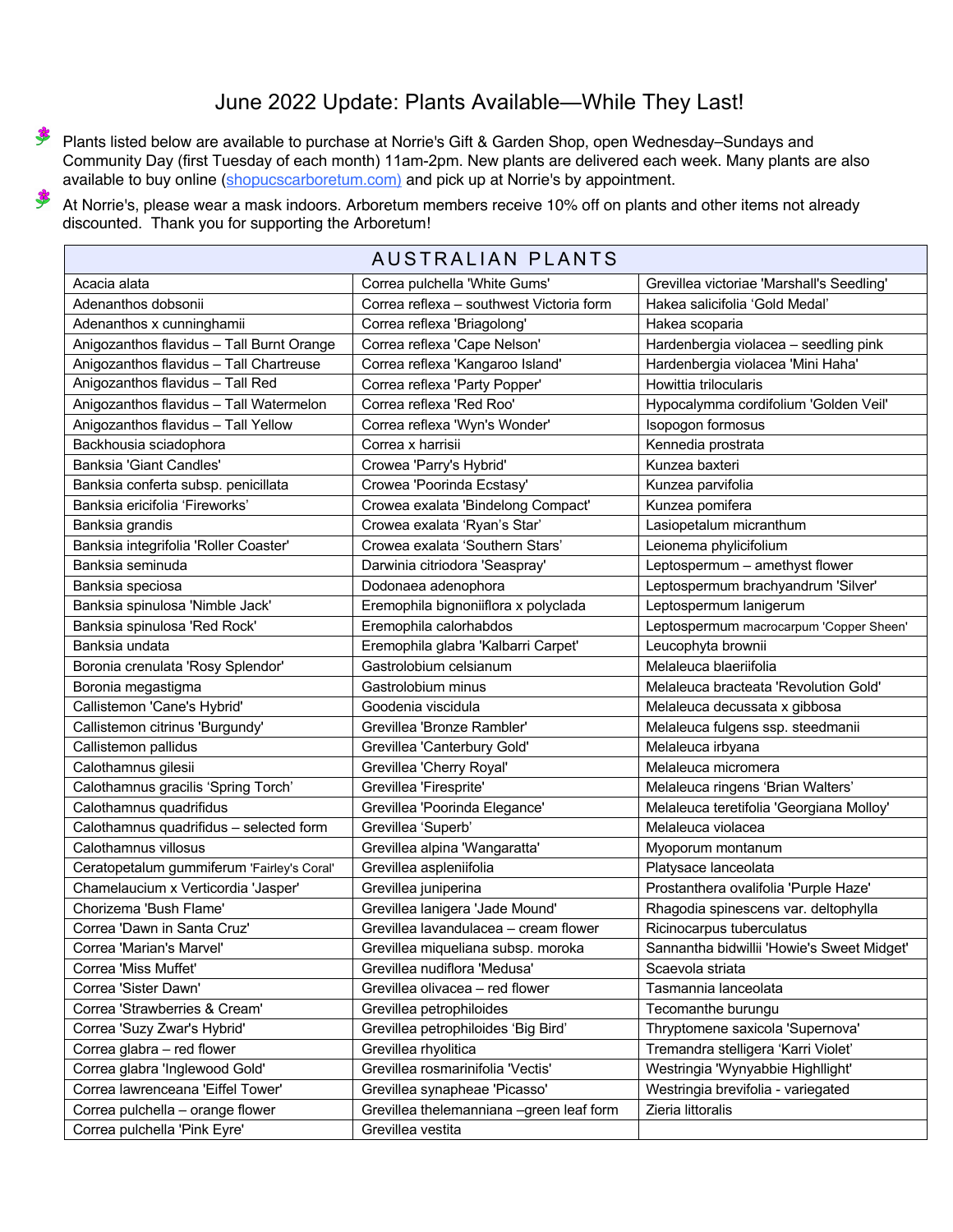# June 2022 Update: Plants Available—While They Last!

- Plants listed below are available to purchase at Norrie's Gift & Garden Shop, open Wednesday–Sundays and Community Day (first Tuesday of each month) 11am-2pm. New plants are delivered each week. Many plants are also available to buy online ([shopucscarboretum.com](shopucscarboretum.com)) and pick up at Norrie's by appointment.
- At Norrie's, please wear a mask indoors. Arboretum members receive 10% off on plants and other items not already discounted. Thank you for supporting the Arboretum!

| AUSTRALIAN PLANTS | | |
|---|---|---|
| Acacia alata | Correa pulchella 'White Gums' | Grevillea victoriae 'Marshall's Seedling' |
| Adenanthos dobsonii | Correa reflexa – southwest Victoria form | Hakea salicifolia 'Gold Medal' |
| Adenanthos x cunninghamii | Correa reflexa 'Briagolong' | Hakea scoparia |
| Anigozanthos flavidus – Tall Burnt Orange | Correa reflexa 'Cape Nelson' | Hardenbergia violacea – seedling pink |
| Anigozanthos flavidus – Tall Chartreuse | Correa reflexa 'Kangaroo Island' | Hardenbergia violacea 'Mini Haha' |
| Anigozanthos flavidus – Tall Red | Correa reflexa 'Party Popper' | Howittia trilocularis |
| Anigozanthos flavidus – Tall Watermelon | Correa reflexa 'Red Roo' | Hypocalymma cordifolium 'Golden Veil' |
| Anigozanthos flavidus – Tall Yellow | Correa reflexa 'Wyn's Wonder' | Isopogon formosus |
| Backhousia sciadophora | Correa x harrisii | Kennedia prostrata |
| Banksia 'Giant Candles' | Crowea 'Parry's Hybrid' | Kunzea baxteri |
| Banksia conferta subsp. penicillata | Crowea 'Poorinda Ecstasy' | Kunzea parvifolia |
| Banksia ericifolia 'Fireworks' | Crowea exalata 'Bindelong Compact' | Kunzea pomifera |
| Banksia grandis | Crowea exalata 'Ryan's Star' | Lasiopetalum micranthum |
| Banksia integrifolia 'Roller Coaster' | Crowea exalata 'Southern Stars' | Leionema phylicifolium |
| Banksia seminuda | Darwinia citriodora 'Seaspray' | Leptospermum – amethyst flower |
| Banksia speciosa | Dodonaea adenophora | Leptospermum brachyandrum 'Silver' |
| Banksia spinulosa 'Nimble Jack' | Eremophila bignoniiflora x polyclada | Leptospermum lanigerum |
| Banksia spinulosa 'Red Rock' | Eremophila calorhabdos | Leptospermum macrocarpum 'Copper Sheen' |
| Banksia undata | Eremophila glabra 'Kalbarri Carpet' | Leucophyta brownii |
| Boronia crenulata 'Rosy Splendor' | Gastrolobium celsianum | Melaleuca blaeriifolia |
| Boronia megastigma | Gastrolobium minus | Melaleuca bracteata 'Revolution Gold' |
| Callistemon 'Cane's Hybrid' | Goodenia viscidula | Melaleuca decussata x gibbosa |
| Callistemon citrinus 'Burgundy' | Grevillea 'Bronze Rambler' | Melaleuca fulgens ssp. steedmanii |
| Callistemon pallidus | Grevillea 'Canterbury Gold' | Melaleuca irbyana |
| Calothamnus gilesii | Grevillea 'Cherry Royal' | Melaleuca micromera |
| Calothamnus gracilis 'Spring Torch' | Grevillea 'Firesprite' | Melaleuca ringens 'Brian Walters' |
| Calothamnus quadrifidus | Grevillea 'Poorinda Elegance' | Melaleuca teretifolia 'Georgiana Molloy' |
| Calothamnus quadrifidus – selected form | Grevillea 'Superb' | Melaleuca violacea |
| Calothamnus villosus | Grevillea alpina 'Wangaratta' | Myoporum montanum |
| Ceratopetalum gummiferum 'Fairley's Coral' | Grevillea aspleniifolia | Platysace lanceolata |
| Chamelaucium x Verticordia 'Jasper' | Grevillea juniperina | Prostanthera ovalifolia 'Purple Haze' |
| Chorizema 'Bush Flame' | Grevillea lanigera 'Jade Mound' | Rhagodia spinescens var. deltophylla |
| Correa 'Dawn in Santa Cruz' | Grevillea lavandulacea – cream flower | Ricinocarpus tuberculatus |
| Correa 'Marian's Marvel' | Grevillea miqueliana subsp. moroka | Sannantha bidwillii 'Howie's Sweet Midget' |
| Correa 'Miss Muffet' | Grevillea nudiflora 'Medusa' | Scaevola striata |
| Correa 'Sister Dawn' | Grevillea olivacea – red flower | Tasmannia lanceolata |
| Correa 'Strawberries & Cream' | Grevillea petrophiloides | Tecomanthe burungu |
| Correa 'Suzy Zwar's Hybrid' | Grevillea petrophiloides 'Big Bird' | Thryptomene saxicola 'Supernova' |
| Correa glabra – red flower | Grevillea rhyolitica | Tremandra stelligera 'Karri Violet' |
| Correa glabra 'Inglewood Gold' | Grevillea rosmarinifolia 'Vectis' | Westringia 'Wynyabbie Highllight' |
| Correa lawrenceana 'Eiffel Tower' | Grevillea synapheae 'Picasso' | Westringia brevifolia - variegated |
| Correa pulchella – orange flower | Grevillea thelemanniana –green leaf form | Zieria littoralis |
| Correa pulchella 'Pink Eyre' | Grevillea vestita | |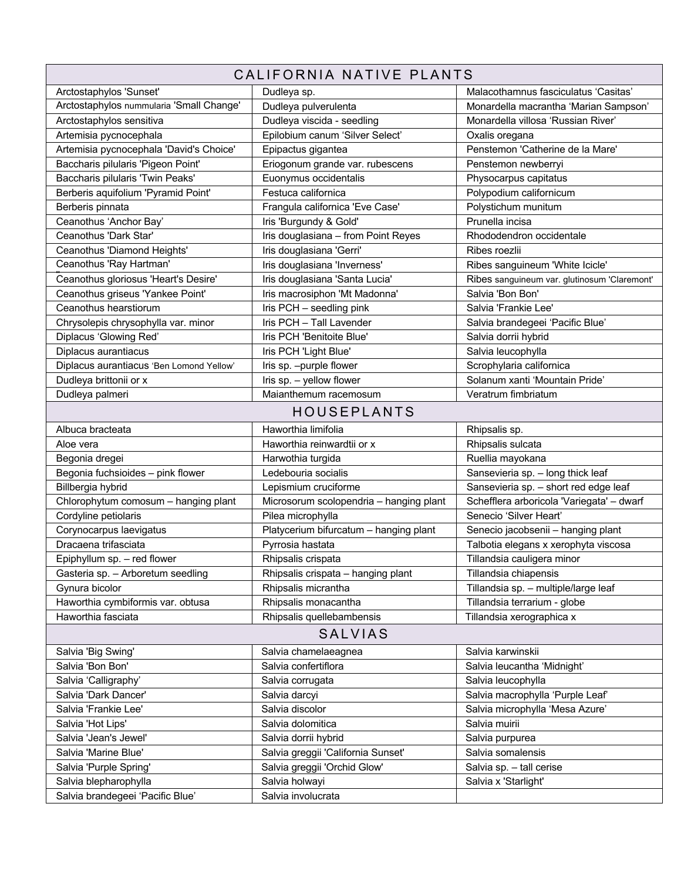| CALIFORNIA NATIVE PLANTS | | |
|---|---|---|
| Arctostaphylos 'Sunset' | Dudleya sp. | Malacothamnus fasciculatus 'Casitas' |
| Arctostaphylos nummularia 'Small Change' | Dudleya pulverulenta | Monardella macrantha 'Marian Sampson' |
| Arctostaphylos sensitiva | Dudleya viscida - seedling | Monardella villosa 'Russian River' |
| Artemisia pycnocephala | Epilobium canum 'Silver Select' | Oxalis oregana |
| Artemisia pycnocephala 'David's Choice' | Epipactus gigantea | Penstemon 'Catherine de la Mare' |
| Baccharis pilularis 'Pigeon Point' | Eriogonum grande var. rubescens | Penstemon newberryi |
| Baccharis pilularis 'Twin Peaks' | Euonymus occidentalis | Physocarpus capitatus |
| Berberis aquifolium 'Pyramid Point' | Festuca californica | Polypodium californicum |
| Berberis pinnata | Frangula californica 'Eve Case' | Polystichum munitum |
| Ceanothus 'Anchor Bay' | Iris 'Burgundy & Gold' | Prunella incisa |
| Ceanothus 'Dark Star' | Iris douglasiana – from Point Reyes | Rhododendron occidentale |
| Ceanothus 'Diamond Heights' | Iris douglasiana 'Gerri' | Ribes roezlii |
| Ceanothus 'Ray Hartman' | Iris douglasiana 'Inverness' | Ribes sanguineum 'White Icicle' |
| Ceanothus gloriosus 'Heart's Desire' | Iris douglasiana 'Santa Lucia' | Ribes sanguineum var. glutinosum 'Claremont' |
| Ceanothus griseus 'Yankee Point' | Iris macrosiphon 'Mt Madonna' | Salvia 'Bon Bon' |
| Ceanothus hearstiorum | Iris PCH – seedling pink | Salvia 'Frankie Lee' |
| Chrysolepis chrysophylla var. minor | Iris PCH – Tall Lavender | Salvia brandegeei 'Pacific Blue' |
| Diplacus 'Glowing Red' | Iris PCH 'Benitoite Blue' | Salvia dorrii hybrid |
| Diplacus aurantiacus | Iris PCH 'Light Blue' | Salvia leucophylla |
| Diplacus aurantiacus 'Ben Lomond Yellow' | Iris sp. –purple flower | Scrophylaria californica |
| Dudleya brittonii or x | Iris sp. – yellow flower | Solanum xanti 'Mountain Pride' |
| Dudleya palmeri | Maianthemum racemosum | Veratrum fimbriatum |
| **HOUSEPLANTS** | | |
| Albuca bracteata | Haworthia limifolia | Rhipsalis sp. |
| Aloe vera | Haworthia reinwardtii or x | Rhipsalis sulcata |
| Begonia dregei | Harwothia turgida | Ruellia mayokana |
| Begonia fuchsioides – pink flower | Ledebouria socialis | Sansevieria sp. – long thick leaf |
| Billbergia hybrid | Lepismium cruciforme | Sansevieria sp. – short red edge leaf |
| Chlorophytum comosum – hanging plant | Microsorum scolopendria – hanging plant | Schefflera arboricola 'Variegata' – dwarf |
| Cordyline petiolaris | Pilea microphylla | Senecio 'Silver Heart' |
| Corynocarpus laevigatus | Platycerium bifurcatum – hanging plant | Senecio jacobsenii – hanging plant |
| Dracaena trifasciata | Pyrrosia hastata | Talbotia elegans x xerophyta viscosa |
| Epiphyllum sp. – red flower | Rhipsalis crispata | Tillandsia cauligera minor |
| Gasteria sp. – Arboretum seedling | Rhipsalis crispata – hanging plant | Tillandsia chiapensis |
| Gynura bicolor | Rhipsalis micrantha | Tillandsia sp. – multiple/large leaf |
| Haworthia cymbiformis var. obtusa | Rhipsalis monacantha | Tillandsia terrarium - globe |
| Haworthia fasciata | Rhipsalis quellebambensis | Tillandsia xerographica x |
| **SALVIAS** | | |
| Salvia 'Big Swing' | Salvia chamelaeagnea | Salvia karwinskii |
| Salvia 'Bon Bon' | Salvia confertiflora | Salvia leucantha 'Midnight' |
| Salvia 'Calligraphy' | Salvia corrugata | Salvia leucophylla |
| Salvia 'Dark Dancer' | Salvia darcyi | Salvia macrophylla 'Purple Leaf' |
| Salvia 'Frankie Lee' | Salvia discolor | Salvia microphylla 'Mesa Azure' |
| Salvia 'Hot Lips' | Salvia dolomitica | Salvia muirii |
| Salvia 'Jean's Jewel' | Salvia dorrii hybrid | Salvia purpurea |
| Salvia 'Marine Blue' | Salvia greggii 'California Sunset' | Salvia somalensis |
| Salvia 'Purple Spring' | Salvia greggii 'Orchid Glow' | Salvia sp. – tall cerise |
| Salvia blepharophylla | Salvia holwayi | Salvia x 'Starlight' |
| Salvia brandegeei 'Pacific Blue' | Salvia involucrata | |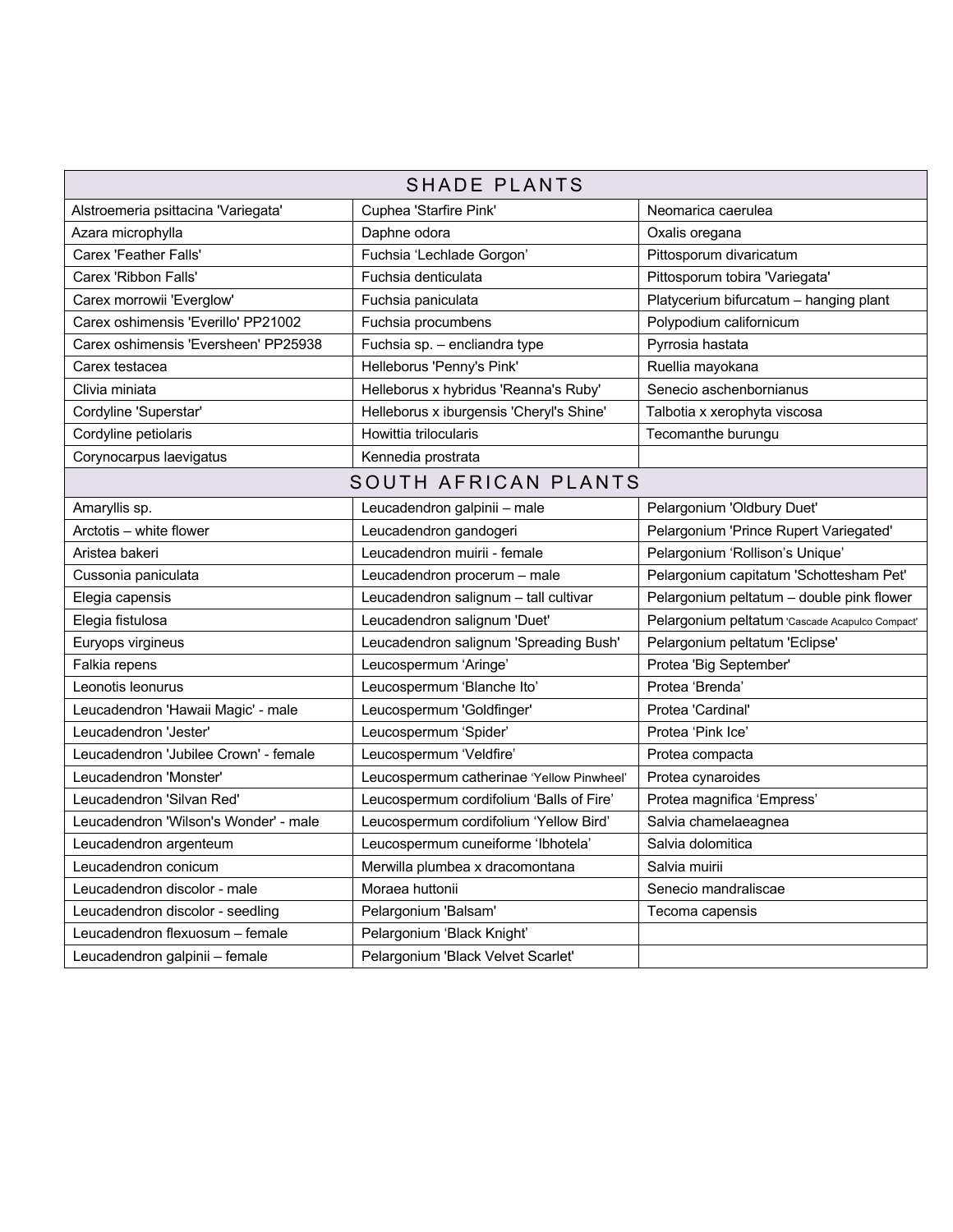| SHADE PLANTS | | |
|---|---|---|
| Alstroemeria psittacina 'Variegata' | Cuphea 'Starfire Pink' | Neomarica caerulea |
| Azara microphylla | Daphne odora | Oxalis oregana |
| Carex 'Feather Falls' | Fuchsia 'Lechlade Gorgon' | Pittosporum divaricatum |
| Carex 'Ribbon Falls' | Fuchsia denticulata | Pittosporum tobira 'Variegata' |
| Carex morrowii 'Everglow' | Fuchsia paniculata | Platycerium bifurcatum – hanging plant |
| Carex oshimensis 'Everillo' PP21002 | Fuchsia procumbens | Polypodium californicum |
| Carex oshimensis 'Eversheen' PP25938 | Fuchsia sp. – encliandra type | Pyrrosia hastata |
| Carex testacea | Helleborus 'Penny's Pink' | Ruellia mayokana |
| Clivia miniata | Helleborus x hybridus 'Reanna's Ruby' | Senecio aschenbornianus |
| Cordyline 'Superstar' | Helleborus x iburgensis 'Cheryl's Shine' | Talbotia x xerophyta viscosa |
| Cordyline petiolaris | Howittia trilocularis | Tecomanthe burungu |
| Corynocarpus laevigatus | Kennedia prostrata | |
| **SOUTH AFRICAN PLANTS** | | |
| Amaryllis sp. | Leucadendron galpinii – male | Pelargonium 'Oldbury Duet' |
| Arctotis – white flower | Leucadendron gandogeri | Pelargonium 'Prince Rupert Variegated' |
| Aristea bakeri | Leucadendron muirii - female | Pelargonium 'Rollison's Unique' |
| Cussonia paniculata | Leucadendron procerum – male | Pelargonium capitatum 'Schottesham Pet' |
| Elegia capensis | Leucadendron salignum – tall cultivar | Pelargonium peltatum – double pink flower |
| Elegia fistulosa | Leucadendron salignum 'Duet' | Pelargonium peltatum 'Cascade Acapulco Compact' |
| Euryops virgineus | Leucadendron salignum 'Spreading Bush' | Pelargonium peltatum 'Eclipse' |
| Falkia repens | Leucospermum 'Aringe' | Protea 'Big September' |
| Leonotis leonurus | Leucospermum 'Blanche Ito' | Protea 'Brenda' |
| Leucadendron 'Hawaii Magic' - male | Leucospermum 'Goldfinger' | Protea 'Cardinal' |
| Leucadendron 'Jester' | Leucospermum 'Spider' | Protea 'Pink Ice' |
| Leucadendron 'Jubilee Crown' - female | Leucospermum 'Veldfire' | Protea compacta |
| Leucadendron 'Monster' | Leucospermum catherinae 'Yellow Pinwheel' | Protea cynaroides |
| Leucadendron 'Silvan Red' | Leucospermum cordifolium 'Balls of Fire' | Protea magnifica 'Empress' |
| Leucadendron 'Wilson's Wonder' - male | Leucospermum cordifolium 'Yellow Bird' | Salvia chamelaeagnea |
| Leucadendron argenteum | Leucospermum cuneiforme 'Ibhotela' | Salvia dolomitica |
| Leucadendron conicum | Merwilla plumbea x dracomontana | Salvia muirii |
| Leucadendron discolor - male | Moraea huttonii | Senecio mandraliscae |
| Leucadendron discolor - seedling | Pelargonium 'Balsam' | Tecoma capensis |
| Leucadendron flexuosum – female | Pelargonium 'Black Knight' | |
| Leucadendron galpinii – female | Pelargonium 'Black Velvet Scarlet' | |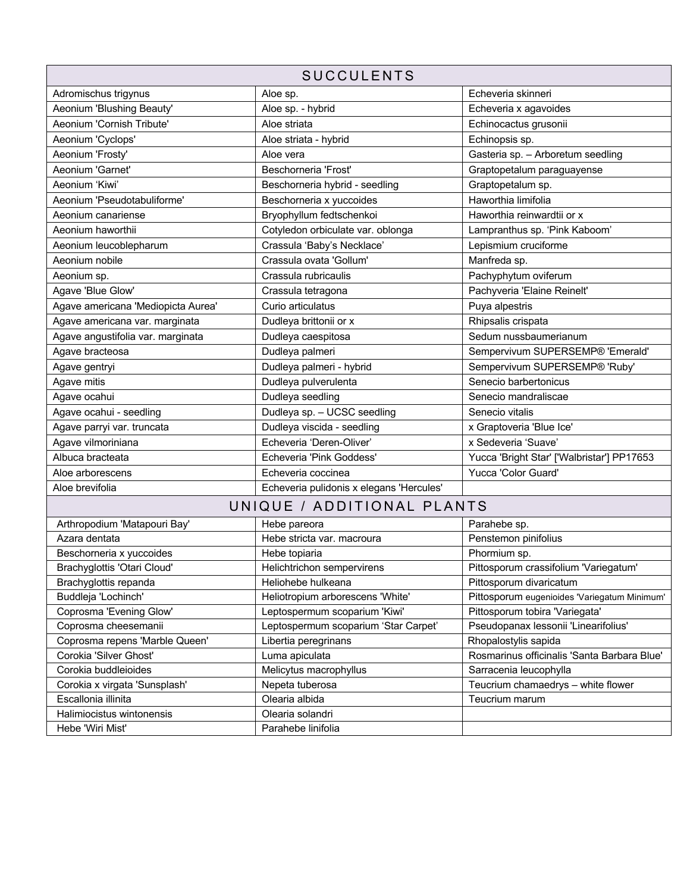| SUCCULENTS | | |
|---|---|---|
| Adromischus trigynus | Aloe sp. | Echeveria skinneri |
| Aeonium 'Blushing Beauty' | Aloe sp. - hybrid | Echeveria x agavoides |
| Aeonium 'Cornish Tribute' | Aloe striata | Echinocactus grusonii |
| Aeonium 'Cyclops' | Aloe striata - hybrid | Echinopsis sp. |
| Aeonium 'Frosty' | Aloe vera | Gasteria sp. – Arboretum seedling |
| Aeonium 'Garnet' | Beschorneria 'Frost' | Graptopetalum paraguayense |
| Aeonium ‘Kiwi’ | Beschorneria hybrid - seedling | Graptopetalum sp. |
| Aeonium 'Pseudotabuliforme' | Beschorneria x yuccoides | Haworthia limifolia |
| Aeonium canariense | Bryophyllum fedtschenkoi | Haworthia reinwardtii or x |
| Aeonium haworthii | Cotyledon orbiculate var. oblonga | Lampranthus sp. ‘Pink Kaboom’ |
| Aeonium leucoblepharum | Crassula ‘Baby’s Necklace’ | Lepismium cruciforme |
| Aeonium nobile | Crassula ovata 'Gollum' | Manfreda sp. |
| Aeonium sp. | Crassula rubricaulis | Pachyphytum oviferum |
| Agave 'Blue Glow' | Crassula tetragona | Pachyveria 'Elaine Reinelt' |
| Agave americana 'Mediopicta Aurea' | Curio articulatus | Puya alpestris |
| Agave americana var. marginata | Dudleya brittonii or x | Rhipsalis crispata |
| Agave angustifolia var. marginata | Dudleya caespitosa | Sedum nussbaumerianum |
| Agave bracteosa | Dudleya palmeri | Sempervivum SUPERSEMP® 'Emerald' |
| Agave gentryi | Dudleya palmeri - hybrid | Sempervivum SUPERSEMP® 'Ruby' |
| Agave mitis | Dudleya pulverulenta | Senecio barbertonicus |
| Agave ocahui | Dudleya seedling | Senecio mandraliscae |
| Agave ocahui - seedling | Dudleya sp. – UCSC seedling | Senecio vitalis |
| Agave parryi var. truncata | Dudleya viscida - seedling | x Graptoveria 'Blue Ice' |
| Agave vilmoriniana | Echeveria ‘Deren-Oliver’ | x Sedeveria ‘Suave’ |
| Albuca bracteata | Echeveria 'Pink Goddess' | Yucca 'Bright Star' ['Walbristar'] PP17653 |
| Aloe arborescens | Echeveria coccinea | Yucca 'Color Guard' |
| Aloe brevifolia | Echeveria pulidonis x elegans 'Hercules' | |
| UNIQUE / ADDITIONAL PLANTS | | |
| Arthropodium 'Matapouri Bay' | Hebe pareora | Parahebe sp. |
| Azara dentata | Hebe stricta var. macroura | Penstemon pinifolius |
| Beschorneria x yuccoides | Hebe topiaria | Phormium sp. |
| Brachyglottis 'Otari Cloud' | Helichtrichon sempervirens | Pittosporum crassifolium 'Variegatum' |
| Brachyglottis repanda | Heliohebe hulkeana | Pittosporum divaricatum |
| Buddleja 'Lochinch' | Heliotropium arborescens 'White' | Pittosporum eugenioides 'Variegatum Minimum' |
| Coprosma 'Evening Glow' | Leptospermum scoparium 'Kiwi' | Pittosporum tobira 'Variegata' |
| Coprosma cheesemanii | Leptospermum scoparium ‘Star Carpet’ | Pseudopanax lessonii 'Linearifolius' |
| Coprosma repens 'Marble Queen' | Libertia peregrinans | Rhopalostylis sapida |
| Corokia 'Silver Ghost' | Luma apiculata | Rosmarinus officinalis 'Santa Barbara Blue' |
| Corokia buddleioides | Melicytus macrophyllus | Sarracenia leucophylla |
| Corokia x virgata 'Sunsplash' | Nepeta tuberosa | Teucrium chamaedrys – white flower |
| Escallonia illinita | Olearia albida | Teucrium marum |
| Halimiocistus wintonensis | Olearia solandri | |
| Hebe 'Wiri Mist' | Parahebe linifolia | |